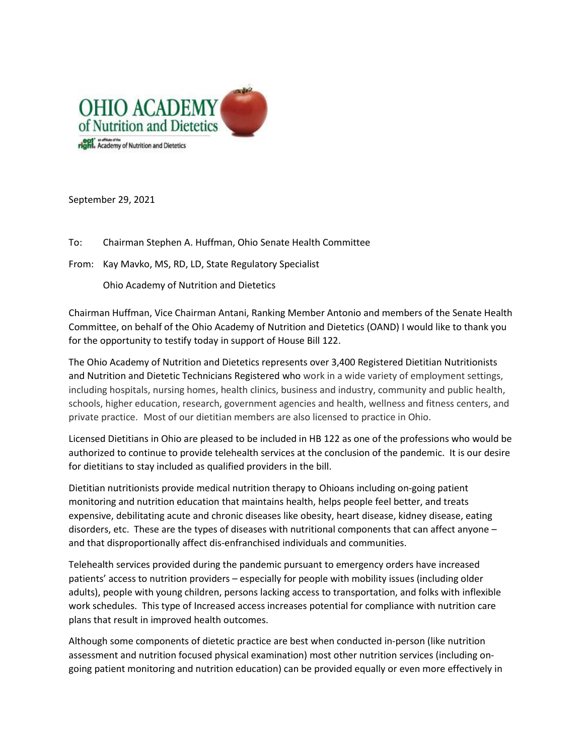OHIO ACADEMY of Nutrition and Dietetics

eat right. an affiliate of the Academy of Nutrition and Dietetics

September 29, 2021

To: Chairman Stephen A. Huffman, Ohio Senate Health Committee

From: Kay Mavko, MS, RD, LD, State Regulatory Specialist

Ohio Academy of Nutrition and Dietetics

Chairman Huffman, Vice Chairman Antani, Ranking Member Antonio and members of the Senate Health Committee, on behalf of the Ohio Academy of Nutrition and Dietetics (OAND) I would like to thank you for the opportunity to testify today in support of House Bill 122.

The Ohio Academy of Nutrition and Dietetics represents over 3,400 Registered Dietitian Nutritionists and Nutrition and Dietetic Technicians Registered who work in a wide variety of employment settings, including hospitals, nursing homes, health clinics, business and industry, community and public health, schools, higher education, research, government agencies and health, wellness and fitness centers, and private practice. Most of our dietitian members are also licensed to practice in Ohio.

Licensed Dietitians in Ohio are pleased to be included in HB 122 as one of the professions who would be authorized to continue to provide telehealth services at the conclusion of the pandemic. It is our desire for dietitians to stay included as qualified providers in the bill.

Dietitian nutritionists provide medical nutrition therapy to Ohioans including on-going patient monitoring and nutrition education that maintains health, helps people feel better, and treats expensive, debilitating acute and chronic diseases like obesity, heart disease, kidney disease, eating disorders, etc. These are the types of diseases with nutritional components that can affect anyone – and that disproportionally affect dis-enfranchised individuals and communities.

Telehealth services provided during the pandemic pursuant to emergency orders have increased patients' access to nutrition providers – especially for people with mobility issues (including older adults), people with young children, persons lacking access to transportation, and folks with inflexible work schedules. This type of Increased access increases potential for compliance with nutrition care plans that result in improved health outcomes.

Although some components of dietetic practice are best when conducted in-person (like nutrition assessment and nutrition focused physical examination) most other nutrition services (including on-going patient monitoring and nutrition education) can be provided equally or even more effectively in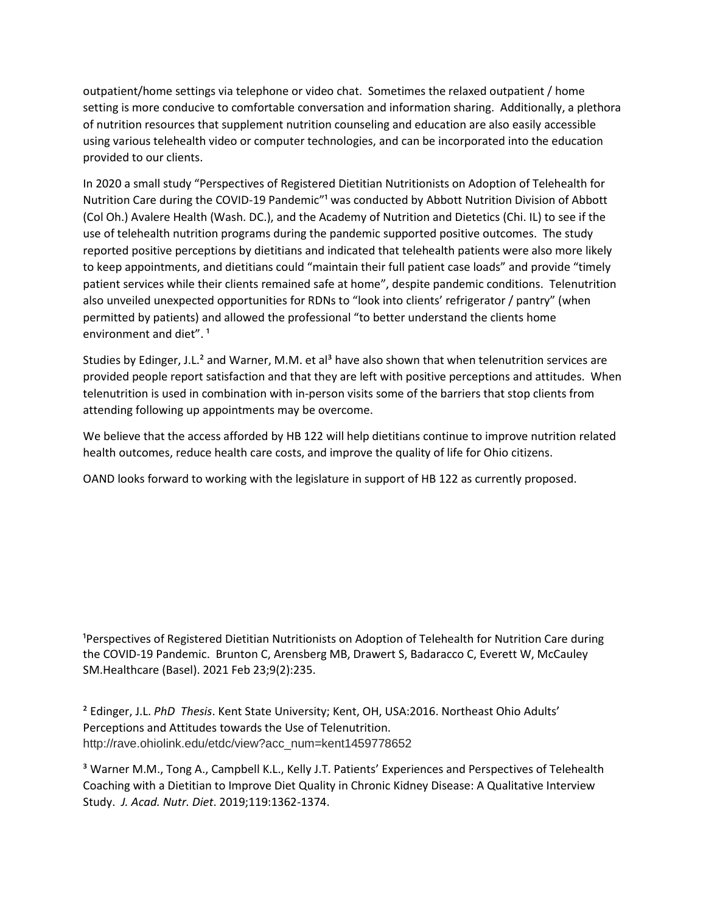outpatient/home settings via telephone or video chat. Sometimes the relaxed outpatient / home setting is more conducive to comfortable conversation and information sharing. Additionally, a plethora of nutrition resources that supplement nutrition counseling and education are also easily accessible using various telehealth video or computer technologies, and can be incorporated into the education provided to our clients.

In 2020 a small study "Perspectives of Registered Dietitian Nutritionists on Adoption of Telehealth for Nutrition Care during the COVID-19 Pandemic"[1] was conducted by Abbott Nutrition Division of Abbott (Col Oh.) Avalere Health (Wash. DC.), and the Academy of Nutrition and Dietetics (Chi. IL) to see if the use of telehealth nutrition programs during the pandemic supported positive outcomes. The study reported positive perceptions by dietitians and indicated that telehealth patients were also more likely to keep appointments, and dietitians could "maintain their full patient case loads" and provide "timely patient services while their clients remained safe at home", despite pandemic conditions. Telenutrition also unveiled unexpected opportunities for RDNs to "look into clients' refrigerator / pantry" (when permitted by patients) and allowed the professional "to better understand the clients home environment and diet". [1]

Studies by Edinger, J.L.[2] and Warner, M.M. et al[3] have also shown that when telenutrition services are provided people report satisfaction and that they are left with positive perceptions and attitudes. When telenutrition is used in combination with in-person visits some of the barriers that stop clients from attending following up appointments may be overcome.

We believe that the access afforded by HB 122 will help dietitians continue to improve nutrition related health outcomes, reduce health care costs, and improve the quality of life for Ohio citizens.

OAND looks forward to working with the legislature in support of HB 122 as currently proposed.

[1]Perspectives of Registered Dietitian Nutritionists on Adoption of Telehealth for Nutrition Care during the COVID-19 Pandemic. Brunton C, Arensberg MB, Drawert S, Badaracco C, Everett W, McCauley SM.Healthcare (Basel). 2021 Feb 23;9(2):235.

[2] Edinger, J.L. *PhD Thesis*. Kent State University; Kent, OH, USA:2016. Northeast Ohio Adults' Perceptions and Attitudes towards the Use of Telenutrition. http://rave.ohiolink.edu/etdc/view?acc_num=kent1459778652

[3] Warner M.M., Tong A., Campbell K.L., Kelly J.T. Patients' Experiences and Perspectives of Telehealth Coaching with a Dietitian to Improve Diet Quality in Chronic Kidney Disease: A Qualitative Interview Study. *J. Acad. Nutr. Diet*. 2019;119:1362-1374.